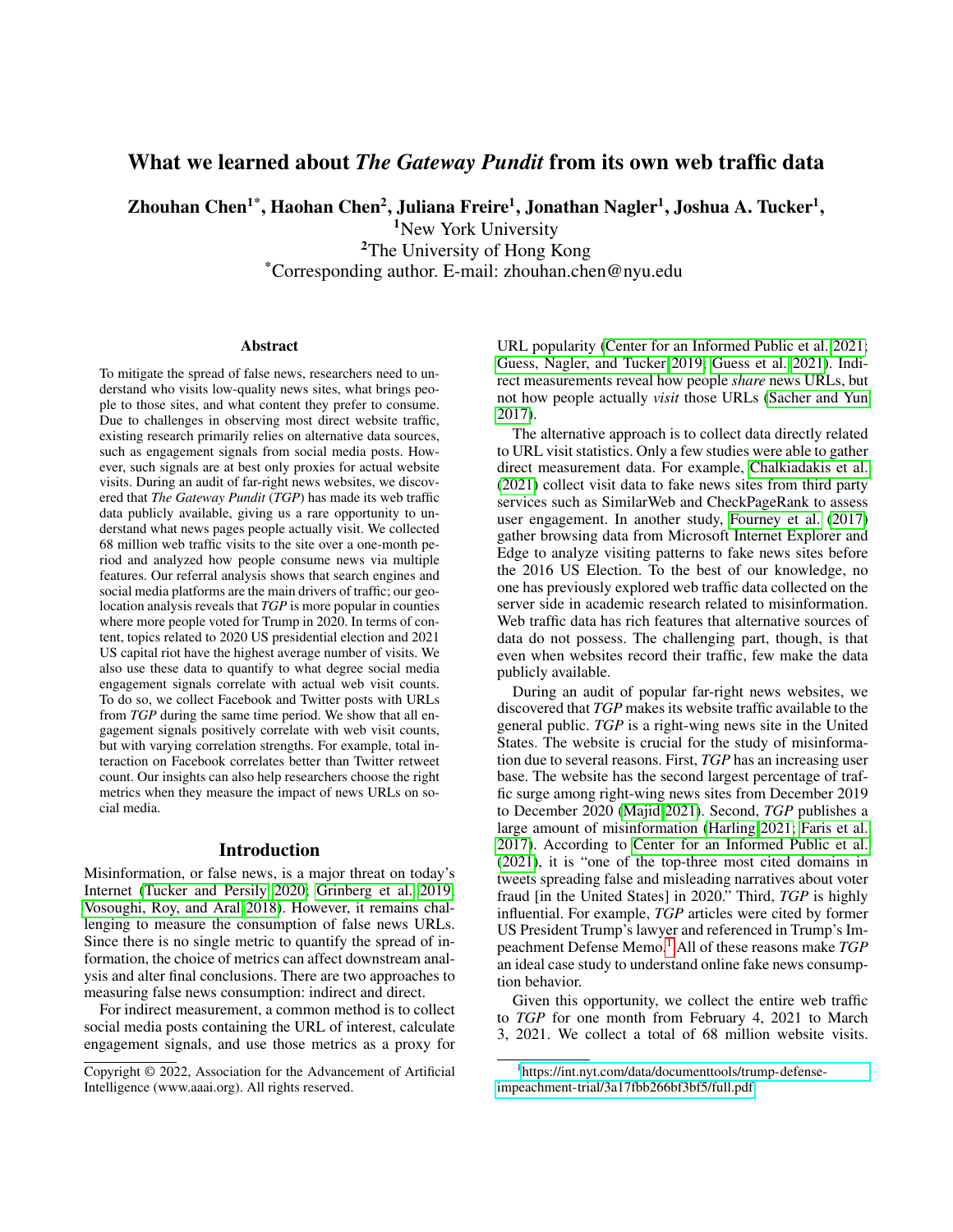# What we learned about *The Gateway Pundit* from its own web traffic data

**Zhouhan Chen[1*], Haohan Chen[2], Juliana Freire[1], Jonathan Nagler[1], Joshua A. Tucker[1],**

[1]New York University

[2]The University of Hong Kong

[*]Corresponding author. E-mail: zhouhan.chen@nyu.edu

## Abstract

To mitigate the spread of false news, researchers need to understand who visits low-quality news sites, what brings people to those sites, and what content they prefer to consume. Due to challenges in observing most direct website traffic, existing research primarily relies on alternative data sources, such as engagement signals from social media posts. However, such signals are at best only proxies for actual website visits. During an audit of far-right news websites, we discovered that *The Gateway Pundit* (*TGP*) has made its web traffic data publicly available, giving us a rare opportunity to understand what news pages people actually visit. We collected 68 million web traffic visits to the site over a one-month period and analyzed how people consume news via multiple features. Our referral analysis shows that search engines and social media platforms are the main drivers of traffic; our geolocation analysis reveals that *TGP* is more popular in counties where more people voted for Trump in 2020. In terms of content, topics related to 2020 US presidential election and 2021 US capital riot have the highest average number of visits. We also use these data to quantify to what degree social media engagement signals correlate with actual web visit counts. To do so, we collect Facebook and Twitter posts with URLs from *TGP* during the same time period. We show that all engagement signals positively correlate with web visit counts, but with varying correlation strengths. For example, total interaction on Facebook correlates better than Twitter retweet count. Our insights can also help researchers choose the right metrics when they measure the impact of news URLs on social media.

## Introduction

Misinformation, or false news, is a major threat on today's Internet (Tucker and Persily 2020; Grinberg et al. 2019; Vosoughi, Roy, and Aral 2018). However, it remains challenging to measure the consumption of false news URLs. Since there is no single metric to quantify the spread of information, the choice of metrics can affect downstream analysis and alter final conclusions. There are two approaches to measuring false news consumption: indirect and direct.

For indirect measurement, a common method is to collect social media posts containing the URL of interest, calculate engagement signals, and use those metrics as a proxy for URL popularity (Center for an Informed Public et al. 2021; Guess, Nagler, and Tucker 2019; Guess et al. 2021). Indirect measurements reveal how people *share* news URLs, but not how people actually *visit* those URLs (Sacher and Yun 2017).

The alternative approach is to collect data directly related to URL visit statistics. Only a few studies were able to gather direct measurement data. For example, Chalkiadakis et al. (2021) collect visit data to fake news sites from third party services such as SimilarWeb and CheckPageRank to assess user engagement. In another study, Fourney et al. (2017) gather browsing data from Microsoft Internet Explorer and Edge to analyze visiting patterns to fake news sites before the 2016 US Election. To the best of our knowledge, no one has previously explored web traffic data collected on the server side in academic research related to misinformation. Web traffic data has rich features that alternative sources of data do not possess. The challenging part, though, is that even when websites record their traffic, few make the data publicly available.

During an audit of popular far-right news websites, we discovered that *TGP* makes its website traffic available to the general public. *TGP* is a right-wing news site in the United States. The website is crucial for the study of misinformation due to several reasons. First, *TGP* has an increasing user base. The website has the second largest percentage of traffic surge among right-wing news sites from December 2019 to December 2020 (Majid 2021). Second, *TGP* publishes a large amount of misinformation (Harling 2021; Faris et al. 2017). According to Center for an Informed Public et al. (2021), it is "one of the top-three most cited domains in tweets spreading false and misleading narratives about voter fraud [in the United States] in 2020." Third, *TGP* is highly influential. For example, *TGP* articles were cited by former US President Trump's lawyer and referenced in Trump's Impeachment Defense Memo.[1] All of these reasons make *TGP* an ideal case study to understand online fake news consumption behavior.

Given this opportunity, we collect the entire web traffic to *TGP* for one month from February 4, 2021 to March 3, 2021. We collect a total of 68 million website visits.

Copyright © 2022, Association for the Advancement of Artificial Intelligence (www.aaai.org). All rights reserved.

[1]https://int.nyt.com/data/documenttools/trump-defense-impeachment-trial/3a17fbb266bf3bf5/full.pdf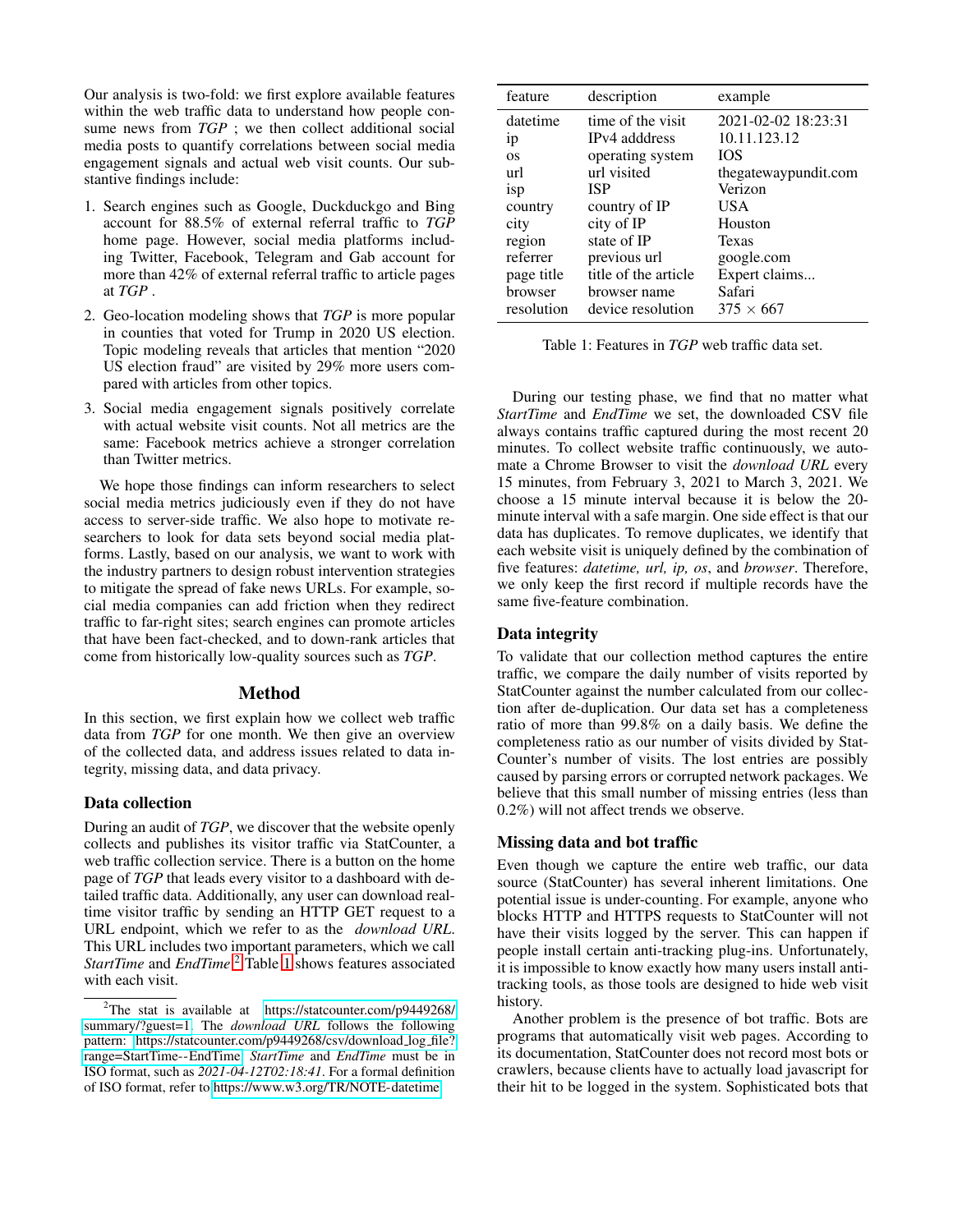Our analysis is two-fold: we first explore available features within the web traffic data to understand how people consume news from *TGP* ; we then collect additional social media posts to quantify correlations between social media engagement signals and actual web visit counts. Our substantive findings include:

1. Search engines such as Google, Duckduckgo and Bing account for 88.5% of external referral traffic to *TGP* home page. However, social media platforms including Twitter, Facebook, Telegram and Gab account for more than 42% of external referral traffic to article pages at *TGP* .
2. Geo-location modeling shows that *TGP* is more popular in counties that voted for Trump in 2020 US election. Topic modeling reveals that articles that mention "2020 US election fraud" are visited by 29% more users compared with articles from other topics.
3. Social media engagement signals positively correlate with actual website visit counts. Not all metrics are the same: Facebook metrics achieve a stronger correlation than Twitter metrics.

We hope those findings can inform researchers to select social media metrics judiciously even if they do not have access to server-side traffic. We also hope to motivate researchers to look for data sets beyond social media platforms. Lastly, based on our analysis, we want to work with the industry partners to design robust intervention strategies to mitigate the spread of fake news URLs. For example, social media companies can add friction when they redirect traffic to far-right sites; search engines can promote articles that have been fact-checked, and to down-rank articles that come from historically low-quality sources such as *TGP*.

## Method

In this section, we first explain how we collect web traffic data from *TGP* for one month. We then give an overview of the collected data, and address issues related to data integrity, missing data, and data privacy.

### Data collection

During an audit of *TGP*, we discover that the website openly collects and publishes its visitor traffic via StatCounter, a web traffic collection service. There is a button on the home page of *TGP* that leads every visitor to a dashboard with detailed traffic data. Additionally, any user can download real-time visitor traffic by sending an HTTP GET request to a URL endpoint, which we refer to as the *download URL*. This URL includes two important parameters, which we call *StartTime* and *EndTime*.[2] Table 1 shows features associated with each visit.

[2]The stat is available at https://statcounter.com/p9449268/summary/?guest=1. The *download URL* follows the following pattern: https://statcounter.com/p9449268/csv/download_log_file?range=StartTime--EndTime. *StartTime* and *EndTime* must be in ISO format, such as *2021-04-12T02:18:41*. For a formal definition of ISO format, refer to https://www.w3.org/TR/NOTE-datetime

| feature | description | example |
|---|---|---|
| datetime | time of the visit | 2021-02-02 18:23:31 |
| ip | IPv4 adddress | 10.11.123.12 |
| os | operating system | IOS |
| url | url visited | thegatewaypundit.com |
| isp | ISP | Verizon |
| country | country of IP | USA |
| city | city of IP | Houston |
| region | state of IP | Texas |
| referrer | previous url | google.com |
| page title | title of the article | Expert claims... |
| browser | browser name | Safari |
| resolution | device resolution | $375 \times 667$ |

Table 1: Features in *TGP* web traffic data set.

During our testing phase, we find that no matter what *StartTime* and *EndTime* we set, the downloaded CSV file always contains traffic captured during the most recent 20 minutes. To collect website traffic continuously, we automate a Chrome Browser to visit the *download URL* every 15 minutes, from February 3, 2021 to March 3, 2021. We choose a 15 minute interval because it is below the 20-minute interval with a safe margin. One side effect is that our data has duplicates. To remove duplicates, we identify that each website visit is uniquely defined by the combination of five features: *datetime, url, ip, os*, and *browser*. Therefore, we only keep the first record if multiple records have the same five-feature combination.

### Data integrity

To validate that our collection method captures the entire traffic, we compare the daily number of visits reported by StatCounter against the number calculated from our collection after de-duplication. Our data set has a completeness ratio of more than 99.8% on a daily basis. We define the completeness ratio as our number of visits divided by StatCounter's number of visits. The lost entries are possibly caused by parsing errors or corrupted network packages. We believe that this small number of missing entries (less than 0.2%) will not affect trends we observe.

### Missing data and bot traffic

Even though we capture the entire web traffic, our data source (StatCounter) has several inherent limitations. One potential issue is under-counting. For example, anyone who blocks HTTP and HTTPS requests to StatCounter will not have their visits logged by the server. This can happen if people install certain anti-tracking plug-ins. Unfortunately, it is impossible to know exactly how many users install anti-tracking tools, as those tools are designed to hide web visit history.

Another problem is the presence of bot traffic. Bots are programs that automatically visit web pages. According to its documentation, StatCounter does not record most bots or crawlers, because clients have to actually load javascript for their hit to be logged in the system. Sophisticated bots that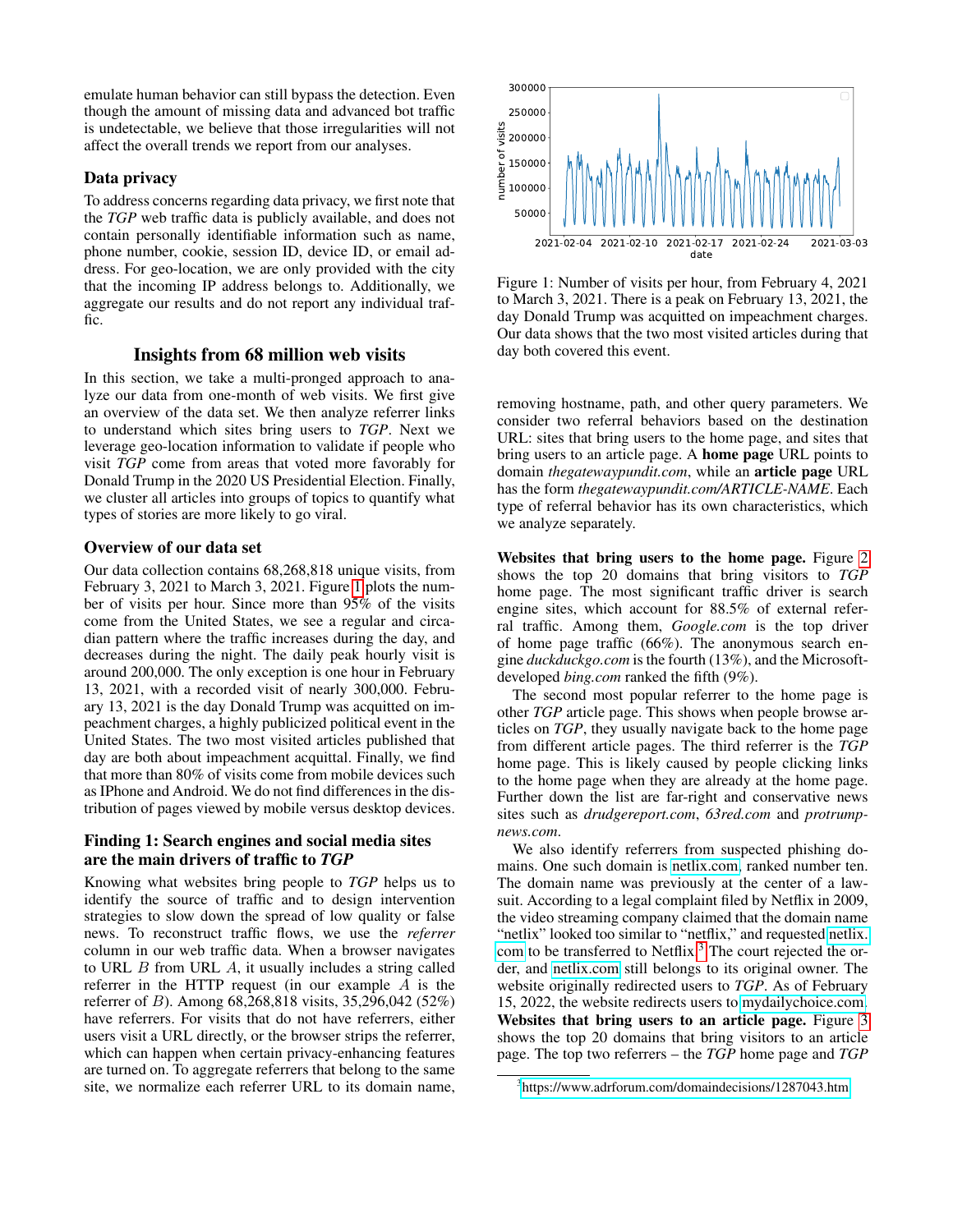emulate human behavior can still bypass the detection. Even though the amount of missing data and advanced bot traffic is undetectable, we believe that those irregularities will not affect the overall trends we report from our analyses.

### Data privacy

To address concerns regarding data privacy, we first note that the *TGP* web traffic data is publicly available, and does not contain personally identifiable information such as name, phone number, cookie, session ID, device ID, or email address. For geo-location, we are only provided with the city that the incoming IP address belongs to. Additionally, we aggregate our results and do not report any individual traffic.

## Insights from 68 million web visits

In this section, we take a multi-pronged approach to analyze our data from one-month of web visits. We first give an overview of the data set. We then analyze referrer links to understand which sites bring users to *TGP*. Next we leverage geo-location information to validate if people who visit *TGP* come from areas that voted more favorably for Donald Trump in the 2020 US Presidential Election. Finally, we cluster all articles into groups of topics to quantify what types of stories are more likely to go viral.

### Overview of our data set

Our data collection contains 68,268,818 unique visits, from February 3, 2021 to March 3, 2021. Figure 1 plots the number of visits per hour. Since more than 95% of the visits come from the United States, we see a regular and circadian pattern where the traffic increases during the day, and decreases during the night. The daily peak hourly visit is around 200,000. The only exception is one hour in February 13, 2021, with a recorded visit of nearly 300,000. February 13, 2021 is the day Donald Trump was acquitted on impeachment charges, a highly publicized political event in the United States. The two most visited articles published that day are both about impeachment acquittal. Finally, we find that more than 80% of visits come from mobile devices such as IPhone and Android. We do not find differences in the distribution of pages viewed by mobile versus desktop devices.

### Finding 1: Search engines and social media sites are the main drivers of traffic to *TGP*

Knowing what websites bring people to *TGP* helps us to identify the source of traffic and to design intervention strategies to slow down the spread of low quality or false news. To reconstruct traffic flows, we use the *referrer* column in our web traffic data. When a browser navigates to URL $B$ from URL $A$, it usually includes a string called referrer in the HTTP request (in our example $A$ is the referrer of $B$). Among 68,268,818 visits, 35,296,042 (52%) have referrers. For visits that do not have referrers, either users visit a URL directly, or the browser strips the referrer, which can happen when certain privacy-enhancing features are turned on. To aggregate referrers that belong to the same site, we normalize each referrer URL to its domain name, removing hostname, path, and other query parameters. We consider two referral behaviors based on the destination URL: sites that bring users to the home page, and sites that bring users to an article page. A **home page** URL points to domain *thegatewaypundit.com*, while an **article page** URL has the form *thegatewaypundit.com/ARTICLE-NAME*. Each type of referral behavior has its own characteristics, which we analyze separately.

300000
250000
200000
150000
100000
50000
number of visits
2021-02-04 2021-02-10 2021-02-17 2021-02-24 2021-03-03
date

Figure 1: Number of visits per hour, from February 4, 2021 to March 3, 2021. There is a peak on February 13, 2021, the day Donald Trump was acquitted on impeachment charges. Our data shows that the two most visited articles during that day both covered this event.

**Websites that bring users to the home page.** Figure 2 shows the top 20 domains that bring visitors to *TGP* home page. The most significant traffic driver is search engine sites, which account for 88.5% of external referral traffic. Among them, *Google.com* is the top driver of home page traffic (66%). The anonymous search engine *duckduckgo.com* is the fourth (13%), and the Microsoft-developed *bing.com* ranked the fifth (9%).

The second most popular referrer to the home page is other *TGP* article page. This shows when people browse articles on *TGP*, they usually navigate back to the home page from different article pages. The third referrer is the *TGP* home page. This is likely caused by people clicking links to the home page when they are already at the home page. Further down the list are far-right and conservative news sites such as *drudgereport.com*, *63red.com* and *protrump-news.com*.

We also identify referrers from suspected phishing domains. One such domain is netlix.com, ranked number ten. The domain name was previously at the center of a lawsuit. According to a legal complaint filed by Netflix in 2009, the video streaming company claimed that the domain name "netlix" looked too similar to "netflix," and requested netlix.com to be transferred to Netflix.[3] The court rejected the order, and netlix.com still belongs to its original owner. The website originally redirected users to *TGP*. As of February 15, 2022, the website redirects users to mydailychoice.com.

**Websites that bring users to an article page.** Figure 3 shows the top 20 domains that bring visitors to an article page. The top two referrers – the *TGP* home page and *TGP*

[3] https://www.adrforum.com/domaindecisions/1287043.htm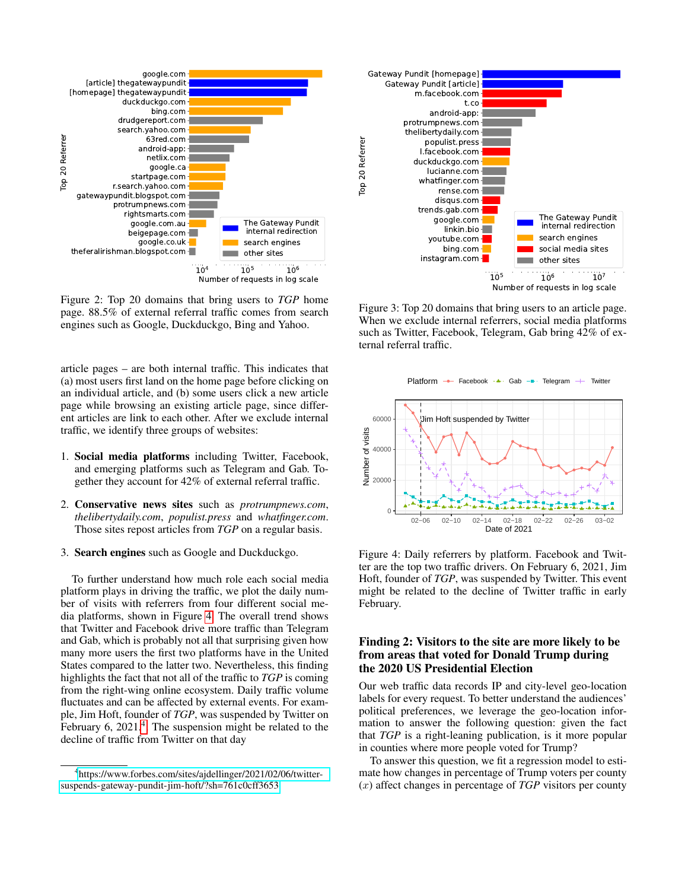Figure 2: Top 20 domains that bring users to *TGP* home page. 88.5% of external referral traffic comes from search engines such as Google, Duckduckgo, Bing and Yahoo.

article pages – are both internal traffic. This indicates that (a) most users first land on the home page before clicking on an individual article, and (b) some users click a new article page while browsing an existing article page, since different articles are link to each other. After we exclude internal traffic, we identify three groups of websites:

1. **Social media platforms** including Twitter, Facebook, and emerging platforms such as Telegram and Gab. Together they account for 42% of external referral traffic.
2. **Conservative news sites** such as *protrumpnews.com*, *thelibertydaily.com*, *populist.press* and *whatfinger.com*. Those sites repost articles from *TGP* on a regular basis.
3. **Search engines** such as Google and Duckduckgo.

To further understand how much role each social media platform plays in driving the traffic, we plot the daily number of visits with referrers from four different social media platforms, shown in Figure 4. The overall trend shows that Twitter and Facebook drive more traffic than Telegram and Gab, which is probably not all that surprising given how many more users the first two platforms have in the United States compared to the latter two. Nevertheless, this finding highlights the fact that not all of the traffic to *TGP* is coming from the right-wing online ecosystem. Daily traffic volume fluctuates and can be affected by external events. For example, Jim Hoft, founder of *TGP*, was suspended by Twitter on February 6, 2021.[4] The suspension might be related to the decline of traffic from Twitter on that day

[4] https://www.forbes.com/sites/ajdellinger/2021/02/06/twitter-suspends-gateway-pundit-jim-hoft/?sh=761c0cff3653

Figure 3: Top 20 domains that bring users to an article page. When we exclude internal referrers, social media platforms such as Twitter, Facebook, Telegram, Gab bring 42% of external referral traffic.

Figure 4: Daily referrers by platform. Facebook and Twitter are the top two traffic drivers. On February 6, 2021, Jim Hoft, founder of *TGP*, was suspended by Twitter. This event might be related to the decline of Twitter traffic in early February.

### Finding 2: Visitors to the site are more likely to be from areas that voted for Donald Trump during the 2020 US Presidential Election

Our web traffic data records IP and city-level geo-location labels for every request. To better understand the audiences' political preferences, we leverage the geo-location information to answer the following question: given the fact that *TGP* is a right-leaning publication, is it more popular in counties where more people voted for Trump?

To answer this question, we fit a regression model to estimate how changes in percentage of Trump voters per county ($x$) affect changes in percentage of *TGP* visitors per county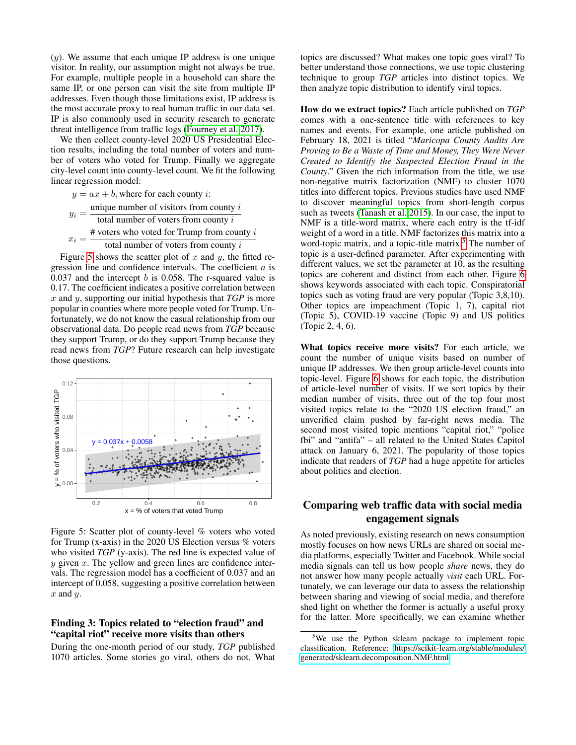($y$). We assume that each unique IP address is one unique visitor. In reality, our assumption might not always be true. For example, multiple people in a household can share the same IP, or one person can visit the site from multiple IP addresses. Even though those limitations exist, IP address is the most accurate proxy to real human traffic in our data set. IP is also commonly used in security research to generate threat intelligence from traffic logs (Fourney et al. 2017).

We then collect county-level 2020 US Presidential Election results, including the total number of voters and number of voters who voted for Trump. Finally we aggregate city-level count into county-level count. We fit the following linear regression model:

$$y = ax + b, \text{where for each county } i:$$

$$y_i = \frac{\text{unique number of visitors from county } i}{\text{total number of voters from county } i}$$

$$x_i = \frac{\text{\# voters who voted for Trump from county } i}{\text{total number of voters from county } i}$$

Figure 5 shows the scatter plot of $x$ and $y$, the fitted regression line and confidence intervals. The coefficient $a$ is 0.037 and the intercept $b$ is 0.058. The r-squared value is 0.17. The coefficient indicates a positive correlation between $x$ and $y$, supporting our initial hypothesis that *TGP* is more popular in counties where more people voted for Trump. Unfortunately, we do not know the casual relationship from our observational data. Do people read news from *TGP* because they support Trump, or do they support Trump because they read news from *TGP*? Future research can help investigate those questions.

y = 0.037x + 0.0058

y = % of voters who visited TGP

x = % of voters that voted Trump

0.00
0.04
0.08
0.12

0.2
0.4
0.6
0.8

Figure 5: Scatter plot of county-level % voters who voted for Trump (x-axis) in the 2020 US Election versus % voters who visited *TGP* (y-axis). The red line is expected value of $y$ given $x$. The yellow and green lines are confidence intervals. The regression model has a coefficient of 0.037 and an intercept of 0.058, suggesting a positive correlation between $x$ and $y$.

### Finding 3: Topics related to "election fraud" and "capital riot" receive more visits than others

During the one-month period of our study, *TGP* published 1070 articles. Some stories go viral, others do not. What topics are discussed? What makes one topic goes viral? To better understand those connections, we use topic clustering technique to group *TGP* articles into distinct topics. We then analyze topic distribution to identify viral topics.

**How do we extract topics?** Each article published on *TGP* comes with a one-sentence title with references to key names and events. For example, one article published on February 18, 2021 is titled "*Maricopa County Audits Are Proving to Be a Waste of Time and Money, They Were Never Created to Identify the Suspected Election Fraud in the County*." Given the rich information from the title, we use non-negative matrix factorization (NMF) to cluster 1070 titles into different topics. Previous studies have used NMF to discover meaningful topics from short-length corpus such as tweets (Tanash et al. 2015). In our case, the input to NMF is a title-word matrix, where each entry is the tf-idf weight of a word in a title. NMF factorizes this matrix into a word-topic matrix, and a topic-title matrix.[5] The number of topic is a user-defined parameter. After experimenting with different values, we set the parameter at 10, as the resulting topics are coherent and distinct from each other. Figure 6 shows keywords associated with each topic. Conspiratorial topics such as voting fraud are very popular (Topic 3,8,10). Other topics are impeachment (Topic 1, 7), capital riot (Topic 5), COVID-19 vaccine (Topic 9) and US politics (Topic 2, 4, 6).

**What topics receive more visits?** For each article, we count the number of unique visits based on number of unique IP addresses. We then group article-level counts into topic-level. Figure 6 shows for each topic, the distribution of article-level number of visits. If we sort topics by their median number of visits, three out of the top four most visited topics relate to the "2020 US election fraud," an unverified claim pushed by far-right news media. The second most visited topic mentions "capital riot," "police fbi" and "antifa" – all related to the United States Capitol attack on January 6, 2021. The popularity of those topics indicate that readers of *TGP* had a huge appetite for articles about politics and election.

## Comparing web traffic data with social media engagement signals

As noted previously, existing research on news consumption mostly focuses on how news URLs are shared on social media platforms, especially Twitter and Facebook. While social media signals can tell us how people *share* news, they do not answer how many people actually *visit* each URL. Fortunately, we can leverage our data to assess the relationship between sharing and viewing of social media, and therefore shed light on whether the former is actually a useful proxy for the latter. More specifically, we can examine whether

[5] We use the Python sklearn package to implement topic classification. Reference: https://scikit-learn.org/stable/modules/generated/sklearn.decomposition.NMF.html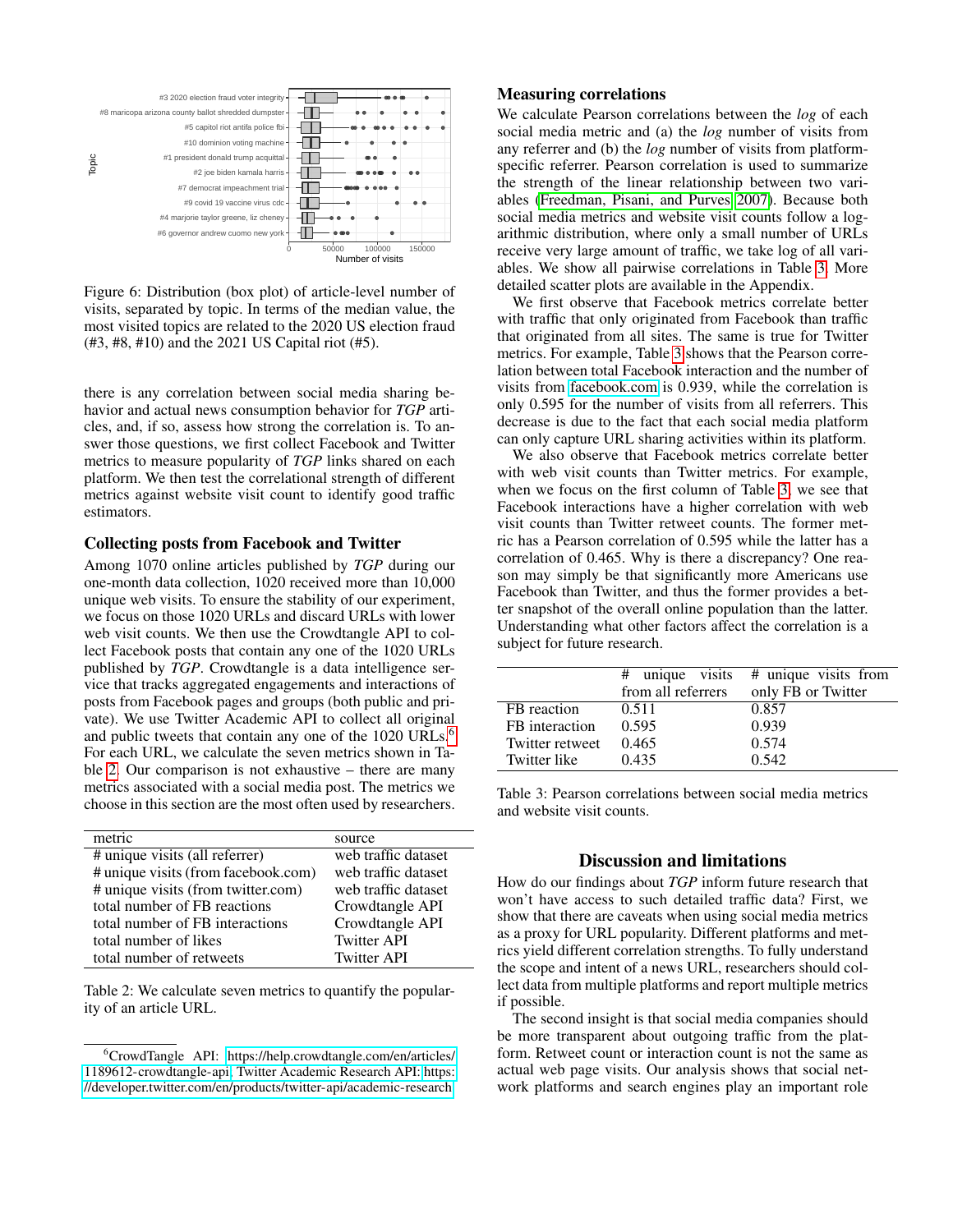Topic

#3 2020 election fraud voter integrity
#8 maricopa arizona county ballot shredded dumpster
#5 capitol riot antifa police fbi
#10 dominion voting machine
#1 president donald trump acquittal
#2 joe biden kamala harris
#7 democrat impeachment trial
#9 covid 19 vaccine virus cdc
#4 marjorie taylor greene, liz cheney
#6 governor andrew cuomo new york

0 50000 100000 150000

Number of visits

Figure 6: Distribution (box plot) of article-level number of visits, separated by topic. In terms of the median value, the most visited topics are related to the 2020 US election fraud (#3, #8, #10) and the 2021 US Capital riot (#5).

there is any correlation between social media sharing behavior and actual news consumption behavior for *TGP* articles, and, if so, assess how strong the correlation is. To answer those questions, we first collect Facebook and Twitter metrics to measure popularity of *TGP* links shared on each platform. We then test the correlational strength of different metrics against website visit count to identify good traffic estimators.

## Collecting posts from Facebook and Twitter

Among 1070 online articles published by *TGP* during our one-month data collection, 1020 received more than 10,000 unique web visits. To ensure the stability of our experiment, we focus on those 1020 URLs and discard URLs with lower web visit counts. We then use the Crowdtangle API to collect Facebook posts that contain any one of the 1020 URLs published by *TGP*. Crowdtangle is a data intelligence service that tracks aggregated engagements and interactions of posts from Facebook pages and groups (both public and private). We use Twitter Academic API to collect all original and public tweets that contain any one of the 1020 URLs.[6] For each URL, we calculate the seven metrics shown in Table 2. Our comparison is not exhaustive – there are many metrics associated with a social media post. The metrics we choose in this section are the most often used by researchers.

| metric | source |
|---|---|
| # unique visits (all referrer) | web traffic dataset |
| # unique visits (from facebook.com) | web traffic dataset |
| # unique visits (from twitter.com) | web traffic dataset |
| total number of FB reactions | Crowdtangle API |
| total number of FB interactions | Crowdtangle API |
| total number of likes | Twitter API |
| total number of retweets | Twitter API |

Table 2: We calculate seven metrics to quantify the popularity of an article URL.

[6] CrowdTangle API: https://help.crowdtangle.com/en/articles/1189612-crowdtangle-api, Twitter Academic Research API: https://developer.twitter.com/en/products/twitter-api/academic-research

## Measuring correlations

We calculate Pearson correlations between the *log* of each social media metric and (a) the *log* number of visits from any referrer and (b) the *log* number of visits from platform-specific referrer. Pearson correlation is used to summarize the strength of the linear relationship between two variables (Freedman, Pisani, and Purves 2007). Because both social media metrics and website visit counts follow a log-arithmic distribution, where only a small number of URLs receive very large amount of traffic, we take log of all variables. We show all pairwise correlations in Table 3. More detailed scatter plots are available in the Appendix.

We first observe that Facebook metrics correlate better with traffic that only originated from Facebook than traffic that originated from all sites. The same is true for Twitter metrics. For example, Table 3 shows that the Pearson correlation between total Facebook interaction and the number of visits from facebook.com is 0.939, while the correlation is only 0.595 for the number of visits from all referrers. This decrease is due to the fact that each social media platform can only capture URL sharing activities within its platform.

We also observe that Facebook metrics correlate better with web visit counts than Twitter metrics. For example, when we focus on the first column of Table 3, we see that Facebook interactions have a higher correlation with web visit counts than Twitter retweet counts. The former metric has a Pearson correlation of 0.595 while the latter has a correlation of 0.465. Why is there a discrepancy? One reason may simply be that significantly more Americans use Facebook than Twitter, and thus the former provides a better snapshot of the overall online population than the latter. Understanding what other factors affect the correlation is a subject for future research.

| | # unique visits from all referrers | # unique visits from only FB or Twitter |
|---|---|---|
| FB reaction | 0.511 | 0.857 |
| FB interaction | 0.595 | 0.939 |
| Twitter retweet | 0.465 | 0.574 |
| Twitter like | 0.435 | 0.542 |

Table 3: Pearson correlations between social media metrics and website visit counts.

## Discussion and limitations

How do our findings about *TGP* inform future research that won't have access to such detailed traffic data? First, we show that there are caveats when using social media metrics as a proxy for URL popularity. Different platforms and metrics yield different correlation strengths. To fully understand the scope and intent of a news URL, researchers should collect data from multiple platforms and report multiple metrics if possible.

The second insight is that social media companies should be more transparent about outgoing traffic from the platform. Retweet count or interaction count is not the same as actual web page visits. Our analysis shows that social network platforms and search engines play an important role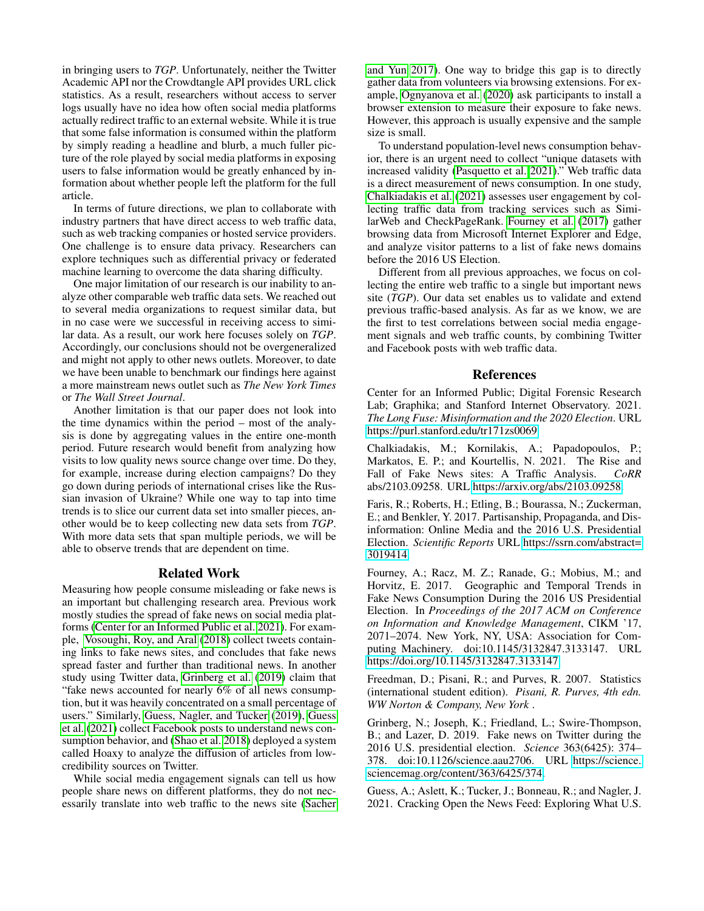in bringing users to *TGP*. Unfortunately, neither the Twitter Academic API nor the Crowdtangle API provides URL click statistics. As a result, researchers without access to server logs usually have no idea how often social media platforms actually redirect traffic to an external website. While it is true that some false information is consumed within the platform by simply reading a headline and blurb, a much fuller picture of the role played by social media platforms in exposing users to false information would be greatly enhanced by information about whether people left the platform for the full article.

In terms of future directions, we plan to collaborate with industry partners that have direct access to web traffic data, such as web tracking companies or hosted service providers. One challenge is to ensure data privacy. Researchers can explore techniques such as differential privacy or federated machine learning to overcome the data sharing difficulty.

One major limitation of our research is our inability to analyze other comparable web traffic data sets. We reached out to several media organizations to request similar data, but in no case were we successful in receiving access to similar data. As a result, our work here focuses solely on *TGP*. Accordingly, our conclusions should not be overgeneralized and might not apply to other news outlets. Moreover, to date we have been unable to benchmark our findings here against a more mainstream news outlet such as *The New York Times* or *The Wall Street Journal*.

Another limitation is that our paper does not look into the time dynamics within the period – most of the analysis is done by aggregating values in the entire one-month period. Future research would benefit from analyzing how visits to low quality news source change over time. Do they, for example, increase during election campaigns? Do they go down during periods of international crises like the Russian invasion of Ukraine? While one way to tap into time trends is to slice our current data set into smaller pieces, another would be to keep collecting new data sets from *TGP*. With more data sets that span multiple periods, we will be able to observe trends that are dependent on time.

## Related Work

Measuring how people consume misleading or fake news is an important but challenging research area. Previous work mostly studies the spread of fake news on social media platforms (Center for an Informed Public et al. 2021). For example, Vosoughi, Roy, and Aral (2018) collect tweets containing links to fake news sites, and concludes that fake news spread faster and further than traditional news. In another study using Twitter data, Grinberg et al. (2019) claim that "fake news accounted for nearly 6% of all news consumption, but it was heavily concentrated on a small percentage of users." Similarly, Guess, Nagler, and Tucker (2019), Guess et al. (2021) collect Facebook posts to understand news consumption behavior, and (Shao et al. 2018) deployed a system called Hoaxy to analyze the diffusion of articles from low-credibility sources on Twitter.

While social media engagement signals can tell us how people share news on different platforms, they do not necessarily translate into web traffic to the news site (Sacher and Yun 2017). One way to bridge this gap is to directly gather data from volunteers via browsing extensions. For example, Ognyanova et al. (2020) ask participants to install a browser extension to measure their exposure to fake news. However, this approach is usually expensive and the sample size is small.

To understand population-level news consumption behavior, there is an urgent need to collect "unique datasets with increased validity (Pasquetto et al. 2021)." Web traffic data is a direct measurement of news consumption. In one study, Chalkiadakis et al. (2021) assesses user engagement by collecting traffic data from tracking services such as SimilarWeb and CheckPageRank. Fourney et al. (2017) gather browsing data from Microsoft Internet Explorer and Edge, and analyze visitor patterns to a list of fake news domains before the 2016 US Election.

Different from all previous approaches, we focus on collecting the entire web traffic to a single but important news site (*TGP*). Our data set enables us to validate and extend previous traffic-based analysis. As far as we know, we are the first to test correlations between social media engagement signals and web traffic counts, by combining Twitter and Facebook posts with web traffic data.

## References

Center for an Informed Public; Digital Forensic Research Lab; Graphika; and Stanford Internet Observatory. 2021. *The Long Fuse: Misinformation and the 2020 Election*. URL https://purl.stanford.edu/tr171zs0069.

Chalkiadakis, M.; Kornilakis, A.; Papadopoulos, P.; Markatos, E. P.; and Kourtellis, N. 2021. The Rise and Fall of Fake News sites: A Traffic Analysis. *CoRR* abs/2103.09258. URL https://arxiv.org/abs/2103.09258.

Faris, R.; Roberts, H.; Etling, B.; Bourassa, N.; Zuckerman, E.; and Benkler, Y. 2017. Partisanship, Propaganda, and Disinformation: Online Media and the 2016 U.S. Presidential Election. *Scientific Reports* URL https://ssrn.com/abstract=3019414.

Fourney, A.; Racz, M. Z.; Ranade, G.; Mobius, M.; and Horvitz, E. 2017. Geographic and Temporal Trends in Fake News Consumption During the 2016 US Presidential Election. In *Proceedings of the 2017 ACM on Conference on Information and Knowledge Management*, CIKM '17, 2071–2074. New York, NY, USA: Association for Computing Machinery. doi:10.1145/3132847.3133147. URL https://doi.org/10.1145/3132847.3133147.

Freedman, D.; Pisani, R.; and Purves, R. 2007. Statistics (international student edition). *Pisani, R. Purves, 4th edn. WW Norton & Company, New York* .

Grinberg, N.; Joseph, K.; Friedland, L.; Swire-Thompson, B.; and Lazer, D. 2019. Fake news on Twitter during the 2016 U.S. presidential election. *Science* 363(6425): 374–378. doi:10.1126/science.aau2706. URL https://science.sciencemag.org/content/363/6425/374.

Guess, A.; Aslett, K.; Tucker, J.; Bonneau, R.; and Nagler, J. 2021. Cracking Open the News Feed: Exploring What U.S.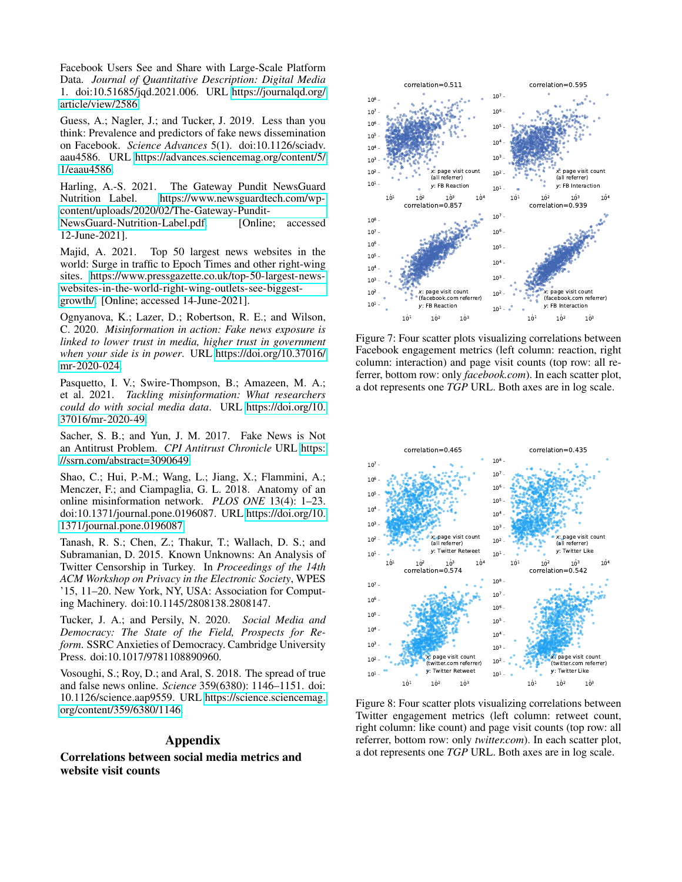Facebook Users See and Share with Large-Scale Platform Data. *Journal of Quantitative Description: Digital Media* 1. doi:10.51685/jqd.2021.006. URL https://journalqd.org/article/view/2586.

Guess, A.; Nagler, J.; and Tucker, J. 2019. Less than you think: Prevalence and predictors of fake news dissemination on Facebook. *Science Advances* 5(1). doi:10.1126/sciadv.aau4586. URL https://advances.sciencemag.org/content/5/1/eaau4586.

Harling, A.-S. 2021. The Gateway Pundit NewsGuard Nutrition Label. https://www.newsguardtech.com/wp-content/uploads/2020/02/The-Gateway-Pundit-NewsGuard-Nutrition-Label.pdf. [Online; accessed 12-June-2021].

Majid, A. 2021. Top 50 largest news websites in the world: Surge in traffic to Epoch Times and other right-wing sites. https://www.pressgazette.co.uk/top-50-largest-news-websites-in-the-world-right-wing-outlets-see-biggest-growth/. [Online; accessed 14-June-2021].

Ognyanova, K.; Lazer, D.; Robertson, R. E.; and Wilson, C. 2020. *Misinformation in action: Fake news exposure is linked to lower trust in media, higher trust in government when your side is in power*. URL https://doi.org/10.37016/mr-2020-024.

Pasquetto, I. V.; Swire-Thompson, B.; Amazeen, M. A.; et al. 2021. *Tackling misinformation: What researchers could do with social media data*. URL https://doi.org/10.37016/mr-2020-49.

Sacher, S. B.; and Yun, J. M. 2017. Fake News is Not an Antitrust Problem. *CPI Antitrust Chronicle* URL https://ssrn.com/abstract=3090649.

Shao, C.; Hui, P.-M.; Wang, L.; Jiang, X.; Flammini, A.; Menczer, F.; and Ciampaglia, G. L. 2018. Anatomy of an online misinformation network. *PLOS ONE* 13(4): 1–23. doi:10.1371/journal.pone.0196087. URL https://doi.org/10.1371/journal.pone.0196087.

Tanash, R. S.; Chen, Z.; Thakur, T.; Wallach, D. S.; and Subramanian, D. 2015. Known Unknowns: An Analysis of Twitter Censorship in Turkey. In *Proceedings of the 14th ACM Workshop on Privacy in the Electronic Society*, WPES '15, 11–20. New York, NY, USA: Association for Computing Machinery. doi:10.1145/2808138.2808147.

Tucker, J. A.; and Persily, N. 2020. *Social Media and Democracy: The State of the Field, Prospects for Reform*. SSRC Anxieties of Democracy. Cambridge University Press. doi:10.1017/9781108890960.

Vosoughi, S.; Roy, D.; and Aral, S. 2018. The spread of true and false news online. *Science* 359(6380): 1146–1151. doi:10.1126/science.aap9559. URL https://science.sciencemag.org/content/359/6380/1146.

# Appendix

## Correlations between social media metrics and website visit counts

correlation=0.511
x: page visit count (all referrer)
y: FB Reaction

correlation=0.595
x: page visit count (all referrer)
y: FB Interaction

correlation=0.857
x: page visit count (facebook.com referrer)
y: FB Reaction

correlation=0.939
x: page visit count (facebook.com referrer)
y: FB Interaction

Figure 7: Four scatter plots visualizing correlations between Facebook engagement metrics (left column: reaction, right column: interaction) and page visit counts (top row: all referrer, bottom row: only *facebook.com*). In each scatter plot, a dot represents one *TGP* URL. Both axes are in log scale.

correlation=0.465
x: page visit count (all referrer)
y: Twitter Retweet

correlation=0.435
x: page visit count (all referrer)
y: Twitter Like

correlation=0.574
x: page visit count (twitter.com referrer)
y: Twitter Retweet

correlation=0.542
x: page visit count (twitter.com referrer)
y: Twitter Like

Figure 8: Four scatter plots visualizing correlations between Twitter engagement metrics (left column: retweet count, right column: like count) and page visit counts (top row: all referrer, bottom row: only *twitter.com*). In each scatter plot, a dot represents one *TGP* URL. Both axes are in log scale.